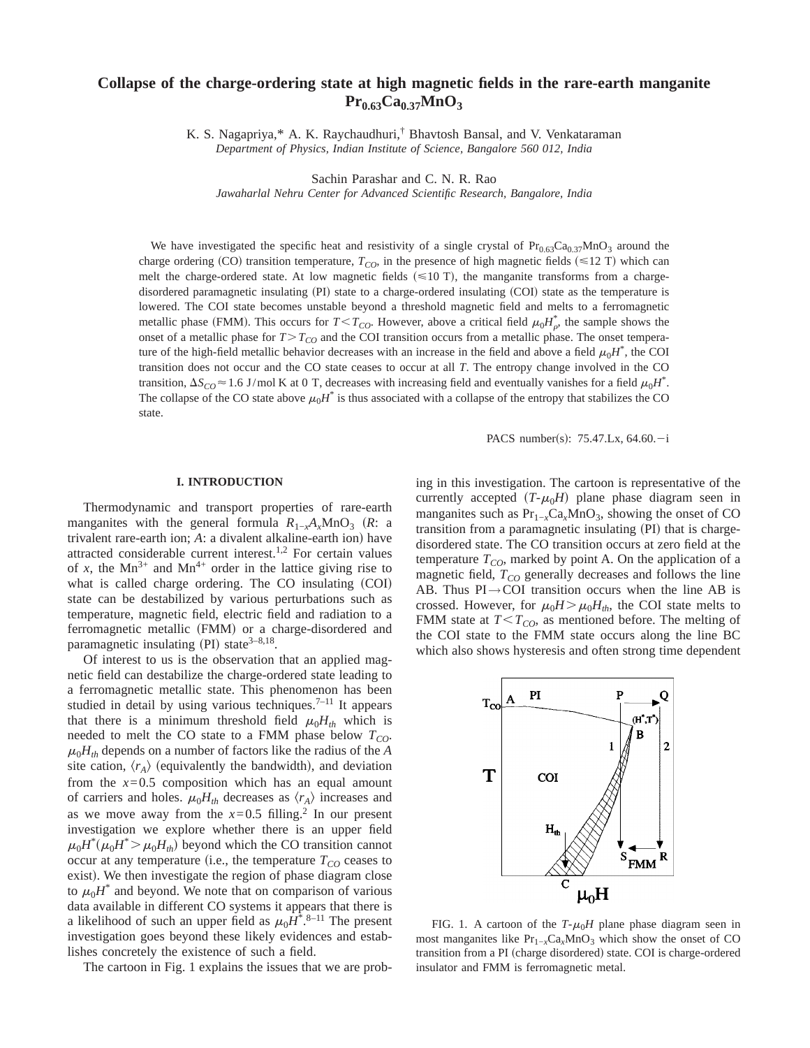# Collapse of the charge-ordering state at high magnetic fields in the rare-earth manganite $Pr_{0.63}Ca_{0.37}MnO_3$

K. S. Nagapriya,* A. K. Raychaudhuri,† Bhavtosh Bansal, and V. Venkataraman

*Department of Physics, Indian Institute of Science, Bangalore 560 012, India*

Sachin Parashar and C. N. R. Rao

*Jawaharlal Nehru Center for Advanced Scientific Research, Bangalore, India*

We have investigated the specific heat and resistivity of a single crystal of $Pr_{0.63}Ca_{0.37}MnO_3$ around the charge ordering (CO) transition temperature, $T_{CO}$, in the presence of high magnetic fields ($\leqslant$12 T) which can melt the charge-ordered state. At low magnetic fields ($\leqslant$10 T), the manganite transforms from a charge-disordered paramagnetic insulating (PI) state to a charge-ordered insulating (COI) state as the temperature is lowered. The COI state becomes unstable beyond a threshold magnetic field and melts to a ferromagnetic metallic phase (FMM). This occurs for $T<T_{CO}$. However, above a critical field $\mu_0 H^*_\rho$, the sample shows the onset of a metallic phase for $T>T_{CO}$ and the COI transition occurs from a metallic phase. The onset temperature of the high-field metallic behavior decreases with an increase in the field and above a field $\mu_0 H^*$, the COI transition does not occur and the CO state ceases to occur at all $T$. The entropy change involved in the CO transition, $\Delta S_{CO}\approx 1.6$ J/mol K at 0 T, decreases with increasing field and eventually vanishes for a field $\mu_0 H^*$. The collapse of the CO state above $\mu_0 H^*$ is thus associated with a collapse of the entropy that stabilizes the CO state.

PACS number(s): 75.47.Lx, 64.60.−i

## I. INTRODUCTION

Thermodynamic and transport properties of rare-earth manganites with the general formula $R_{1-x}A_xMnO_3$ (*R*: a trivalent rare-earth ion; *A*: a divalent alkaline-earth ion) have attracted considerable current interest.[1,2] For certain values of *x*, the $Mn^{3+}$ and $Mn^{4+}$ order in the lattice giving rise to what is called charge ordering. The CO insulating (COI) state can be destabilized by various perturbations such as temperature, magnetic field, electric field and radiation to a ferromagnetic metallic (FMM) or a charge-disordered and paramagnetic insulating (PI) state[3–8,18].

Of interest to us is the observation that an applied magnetic field can destabilize the charge-ordered state leading to a ferromagnetic metallic state. This phenomenon has been studied in detail by using various techniques.[7–11] It appears that there is a minimum threshold field $\mu_0 H_{th}$ which is needed to melt the CO state to a FMM phase below $T_{CO}$. $\mu_0 H_{th}$ depends on a number of factors like the radius of the *A* site cation, $\langle r_A\rangle$ (equivalently the bandwidth), and deviation from the $x=0.5$ composition which has an equal amount of carriers and holes. $\mu_0 H_{th}$ decreases as $\langle r_A\rangle$ increases and as we move away from the $x=0.5$ filling.[2] In our present investigation we explore whether there is an upper field $\mu_0 H^*(\mu_0 H^* > \mu_0 H_{th})$ beyond which the CO transition cannot occur at any temperature (i.e., the temperature $T_{CO}$ ceases to exist). We then investigate the region of phase diagram close to $\mu_0 H^*$ and beyond. We note that on comparison of various data available in different CO systems it appears that there is a likelihood of such an upper field as $\mu_0 H^*$.[8–11] The present investigation goes beyond these likely evidences and establishes concretely the existence of such a field.

The cartoon in Fig. 1 explains the issues that we are probing in this investigation. The cartoon is representative of the currently accepted ($T$-$\mu_0 H$) plane phase diagram seen in manganites such as $Pr_{1-x}Ca_xMnO_3$, showing the onset of CO transition from a paramagnetic insulating (PI) that is charge-disordered state. The CO transition occurs at zero field at the temperature $T_{CO}$, marked by point A. On the application of a magnetic field, $T_{CO}$ generally decreases and follows the line AB. Thus PI→COI transition occurs when the line AB is crossed. However, for $\mu_0 H>\mu_0 H_{th}$, the COI state melts to FMM state at $T<T_{CO}$, as mentioned before. The melting of the COI state to the FMM state occurs along the line BC which also shows hysteresis and often strong time dependent

FIG. 1. A cartoon of the $T$-$\mu_0 H$ plane phase diagram seen in most manganites like $Pr_{1-x}Ca_xMnO_3$ which show the onset of CO transition from a PI (charge disordered) state. COI is charge-ordered insulator and FMM is ferromagnetic metal.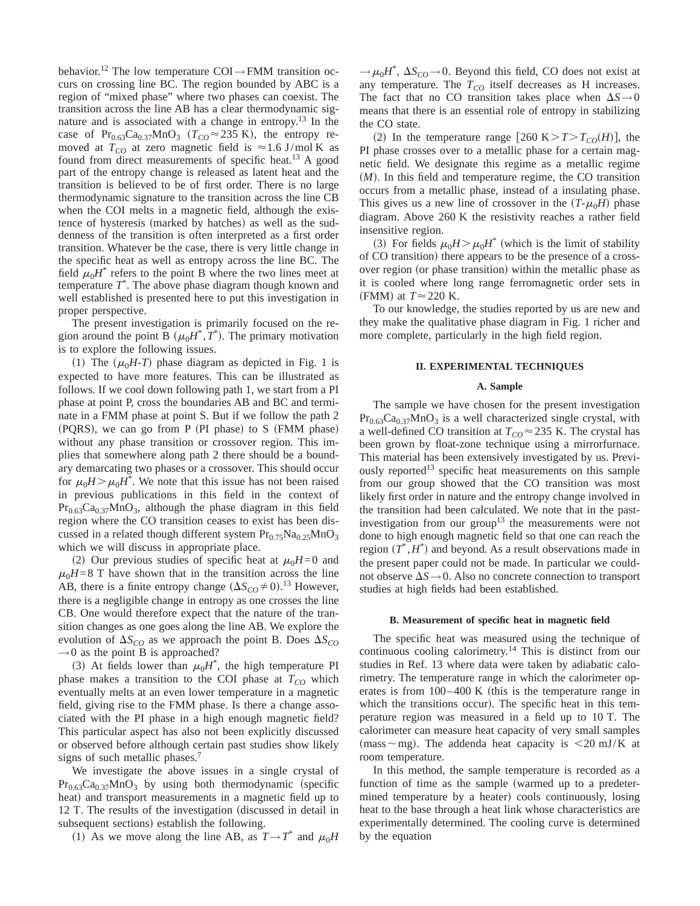behavior.[12] The low temperature COI→FMM transition occurs on crossing line BC. The region bounded by ABC is a region of "mixed phase" where two phases can coexist. The transition across the line AB has a clear thermodynamic signature and is associated with a change in entropy.[13] In the case of $Pr_{0.63}Ca_{0.37}MnO_3$ ($T_{CO} \approx 235$ K), the entropy removed at $T_{CO}$ at zero magnetic field is $\approx 1.6$ J/mol K as found from direct measurements of specific heat.[13] A good part of the entropy change is released as latent heat and the transition is believed to be of first order. There is no large thermodynamic signature to the transition across the line CB when the COI melts in a magnetic field, although the existence of hysteresis (marked by hatches) as well as the suddenness of the transition is often interpreted as a first order transition. Whatever be the case, there is very little change in the specific heat as well as entropy across the line BC. The field $\mu_0 H^*$ refers to the point B where the two lines meet at temperature $T^*$. The above phase diagram though known and well established is presented here to put this investigation in proper perspective.

The present investigation is primarily focused on the region around the point B ($\mu_0 H^*, T^*$). The primary motivation is to explore the following issues.

(1) The ($\mu_0 H$-$T$) phase diagram as depicted in Fig. 1 is expected to have more features. This can be illustrated as follows. If we cool down following path 1, we start from a PI phase at point P, cross the boundaries AB and BC and terminate in a FMM phase at point S. But if we follow the path 2 (PQRS), we can go from P (PI phase) to S (FMM phase) without any phase transition or crossover region. This implies that somewhere along path 2 there should be a boundary demarcating two phases or a crossover. This should occur for $\mu_0 H > \mu_0 H^*$. We note that this issue has not been raised in previous publications in this field in the context of $Pr_{0.63}Ca_{0.37}MnO_3$, although the phase diagram in this field region where the CO transition ceases to exist has been discussed in a related though different system $Pr_{0.75}Na_{0.25}MnO_3$ which we will discuss in appropriate place.

(2) Our previous studies of specific heat at $\mu_0 H = 0$ and $\mu_0 H = 8$ T have shown that in the transition across the line AB, there is a finite entropy change ($\Delta S_{CO} \neq 0$).[13] However, there is a negligible change in entropy as one crosses the line CB. One would therefore expect that the nature of the transition changes as one goes along the line AB. We explore the evolution of $\Delta S_{CO}$ as we approach the point B. Does $\Delta S_{CO} \rightarrow 0$ as the point B is approached?

(3) At fields lower than $\mu_0 H^*$, the high temperature PI phase makes a transition to the COI phase at $T_{CO}$ which eventually melts at an even lower temperature in a magnetic field, giving rise to the FMM phase. Is there a change associated with the PI phase in a high enough magnetic field? This particular aspect has also not been explicitly discussed or observed before although certain past studies show likely signs of such metallic phases.[7]

We investigate the above issues in a single crystal of $Pr_{0.63}Ca_{0.37}MnO_3$ by using both thermodynamic (specific heat) and transport measurements in a magnetic field up to 12 T. The results of the investigation (discussed in detail in subsequent sections) establish the following.

(1) As we move along the line AB, as $T \rightarrow T^*$ and $\mu_0 H \rightarrow \mu_0 H^*$, $\Delta S_{CO} \rightarrow 0$. Beyond this field, CO does not exist at any temperature. The $T_{CO}$ itself decreases as H increases. The fact that no CO transition takes place when $\Delta S \rightarrow 0$ means that there is an essential role of entropy in stabilizing the CO state.

(2) In the temperature range [$260\text{ K} > T > T_{CO}(H)$], the PI phase crosses over to a metallic phase for a certain magnetic field. We designate this regime as a metallic regime ($M$). In this field and temperature regime, the CO transition occurs from a metallic phase, instead of a insulating phase. This gives us a new line of crossover in the ($T$-$\mu_0 H$) phase diagram. Above 260 K the resistivity reaches a rather field insensitive region.

(3) For fields $\mu_0 H > \mu_0 H^*$ (which is the limit of stability of CO transition) there appears to be the presence of a crossover region (or phase transition) within the metallic phase as it is cooled where long range ferromagnetic order sets in (FMM) at $T \approx 220$ K.

To our knowledge, the studies reported by us are new and they make the qualitative phase diagram in Fig. 1 richer and more complete, particularly in the high field region.

## II. EXPERIMENTAL TECHNIQUES

### A. Sample

The sample we have chosen for the present investigation $Pr_{0.63}Ca_{0.37}MnO_3$ is a well characterized single crystal, with a well-defined CO transition at $T_{CO} \approx 235$ K. The crystal has been grown by float-zone technique using a mirrorfurnace. This material has been extensively investigated by us. Previously reported[13] specific heat measurements on this sample from our group showed that the CO transition was most likely first order in nature and the entropy change involved in the transition had been calculated. We note that in the past-investigation from our group[13] the measurements were not done to high enough magnetic field so that one can reach the region ($T^*, H^*$) and beyond. As a result observations made in the present paper could not be made. In particular we couldnot observe $\Delta S \rightarrow 0$. Also no concrete connection to transport studies at high fields had been established.

### B. Measurement of specific heat in magnetic field

The specific heat was measured using the technique of continuous cooling calorimetry.[14] This is distinct from our studies in Ref. 13 where data were taken by adiabatic calorimetry. The temperature range in which the calorimeter operates is from 100–400 K (this is the temperature range in which the transitions occur). The specific heat in this temperature region was measured in a field up to 10 T. The calorimeter can measure heat capacity of very small samples (mass ~ mg). The addenda heat capacity is <20 mJ/K at room temperature.

In this method, the sample temperature is recorded as a function of time as the sample (warmed up to a predetermined temperature by a heater) cools continuously, losing heat to the base through a heat link whose characteristics are experimentally determined. The cooling curve is determined by the equation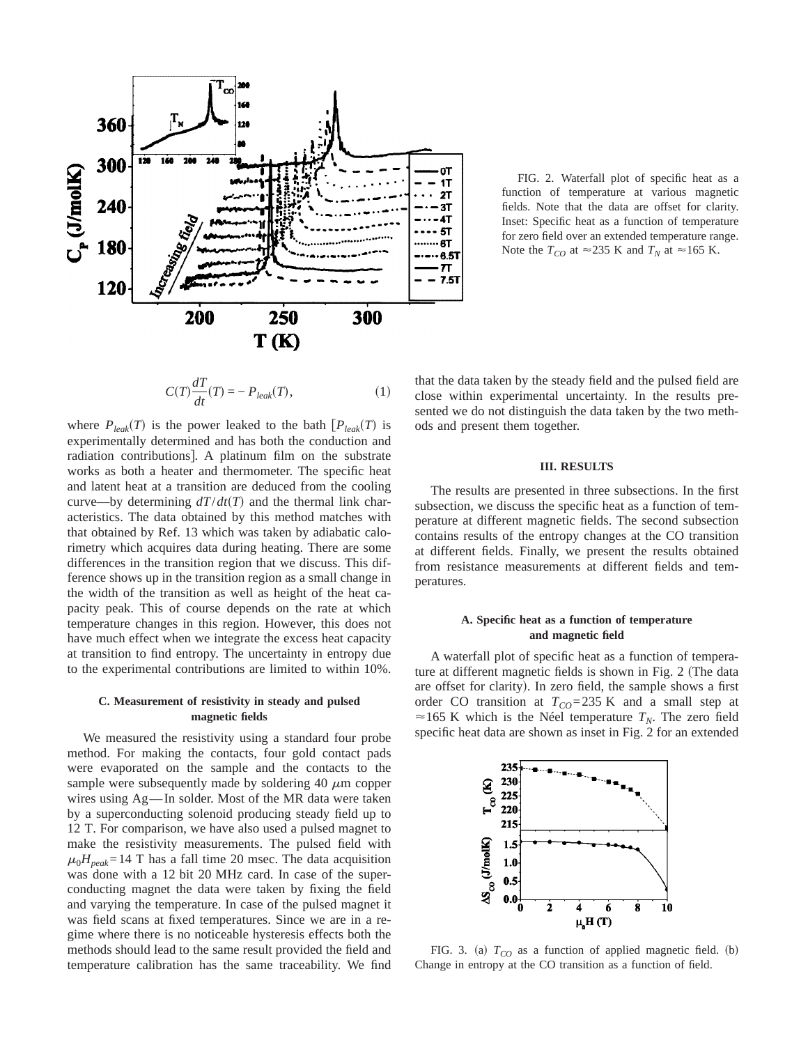FIG. 2. Waterfall plot of specific heat as a function of temperature at various magnetic fields. Note that the data are offset for clarity. Inset: Specific heat as a function of temperature for zero field over an extended temperature range. Note the $T_{CO}$ at $\approx$235 K and $T_N$ at $\approx$165 K.

$$C(T)\frac{dT}{dt}(T) = -P_{leak}(T), \qquad (1)$$

where $P_{leak}(T)$ is the power leaked to the bath [$P_{leak}(T)$ is experimentally determined and has both the conduction and radiation contributions]. A platinum film on the substrate works as both a heater and thermometer. The specific heat and latent heat at a transition are deduced from the cooling curve—by determining $dT/dt(T)$ and the thermal link characteristics. The data obtained by this method matches with that obtained by Ref. 13 which was taken by adiabatic calorimetry which acquires data during heating. There are some differences in the transition region that we discuss. This difference shows up in the transition region as a small change in the width of the transition as well as height of the heat capacity peak. This of course depends on the rate at which temperature changes in this region. However, this does not have much effect when we integrate the excess heat capacity at transition to find entropy. The uncertainty in entropy due to the experimental contributions are limited to within 10%.

### C. Measurement of resistivity in steady and pulsed magnetic fields

We measured the resistivity using a standard four probe method. For making the contacts, four gold contact pads were evaporated on the sample and the contacts to the sample were subsequently made by soldering 40 $\mu$m copper wires using Ag—In solder. Most of the MR data were taken by a superconducting solenoid producing steady field up to 12 T. For comparison, we have also used a pulsed magnet to make the resistivity measurements. The pulsed field with $\mu_0 H_{peak}$=14 T has a fall time 20 msec. The data acquisition was done with a 12 bit 20 MHz card. In case of the superconducting magnet the data were taken by fixing the field and varying the temperature. In case of the pulsed magnet it was field scans at fixed temperatures. Since we are in a regime where there is no noticeable hysteresis effects both the methods should lead to the same result provided the field and temperature calibration has the same traceability. We find that the data taken by the steady field and the pulsed field are close within experimental uncertainty. In the results presented we do not distinguish the data taken by the two methods and present them together.

## III. RESULTS

The results are presented in three subsections. In the first subsection, we discuss the specific heat as a function of temperature at different magnetic fields. The second subsection contains results of the entropy changes at the CO transition at different fields. Finally, we present the results obtained from resistance measurements at different fields and temperatures.

### A. Specific heat as a function of temperature and magnetic field

A waterfall plot of specific heat as a function of temperature at different magnetic fields is shown in Fig. 2 (The data are offset for clarity). In zero field, the sample shows a first order CO transition at $T_{CO}$=235 K and a small step at $\approx$165 K which is the Néel temperature $T_N$. The zero field specific heat data are shown as inset in Fig. 2 for an extended

FIG. 3. (a) $T_{CO}$ as a function of applied magnetic field. (b) Change in entropy at the CO transition as a function of field.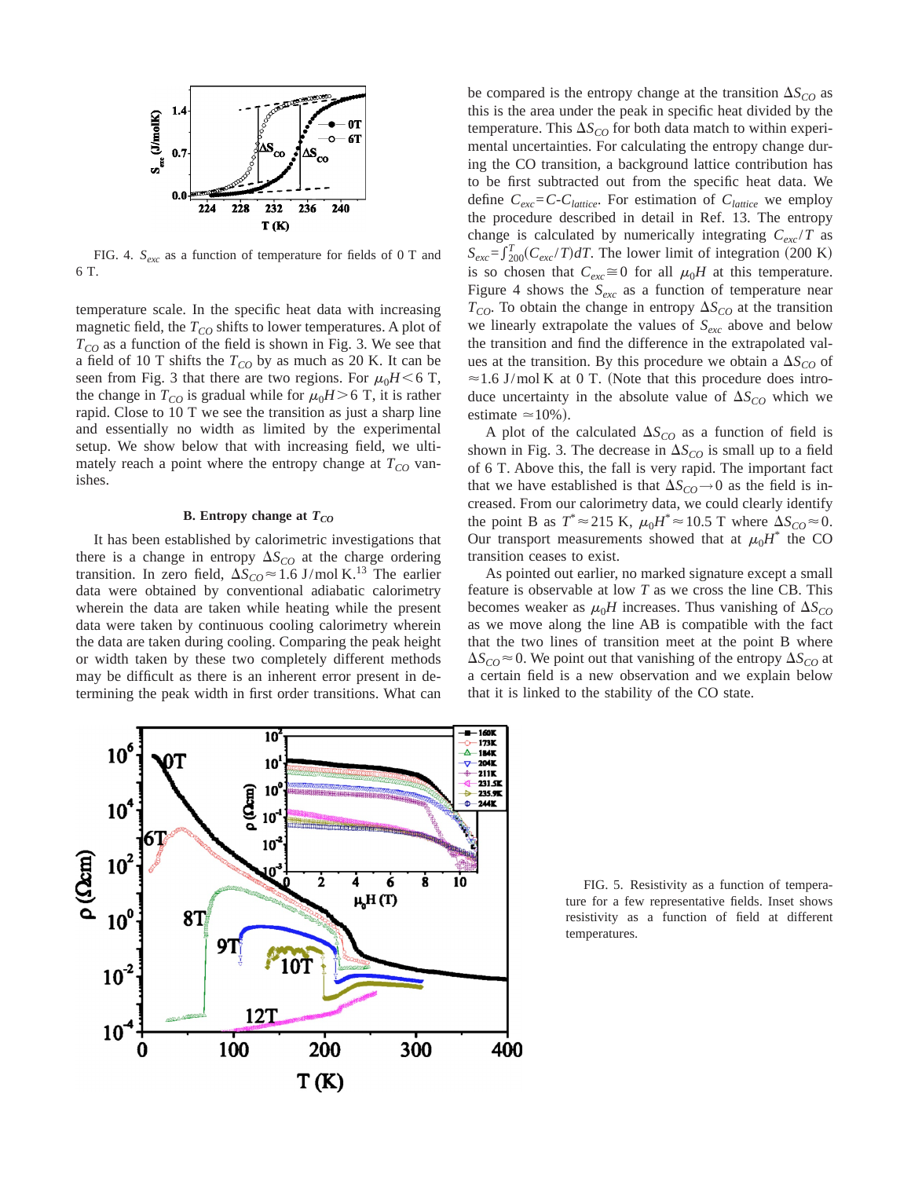FIG. 4. $S_{exc}$ as a function of temperature for fields of 0 T and 6 T.

temperature scale. In the specific heat data with increasing magnetic field, the $T_{CO}$ shifts to lower temperatures. A plot of $T_{CO}$ as a function of the field is shown in Fig. 3. We see that a field of 10 T shifts the $T_{CO}$ by as much as 20 K. It can be seen from Fig. 3 that there are two regions. For $\mu_0 H < 6$ T, the change in $T_{CO}$ is gradual while for $\mu_0 H > 6$ T, it is rather rapid. Close to 10 T we see the transition as just a sharp line and essentially no width as limited by the experimental setup. We show below that with increasing field, we ultimately reach a point where the entropy change at $T_{CO}$ vanishes.

### B. Entropy change at $T_{CO}$

It has been established by calorimetric investigations that there is a change in entropy $\Delta S_{CO}$ at the charge ordering transition. In zero field, $\Delta S_{CO} \approx 1.6$ J/mol K.[13] The earlier data were obtained by conventional adiabatic calorimetry wherein the data are taken while heating while the present data were taken by continuous cooling calorimetry wherein the data are taken during cooling. Comparing the peak height or width taken by these two completely different methods may be difficult as there is an inherent error present in determining the peak width in first order transitions. What can be compared is the entropy change at the transition $\Delta S_{CO}$ as this is the area under the peak in specific heat divided by the temperature. This $\Delta S_{CO}$ for both data match to within experimental uncertainties. For calculating the entropy change during the CO transition, a background lattice contribution has to be first subtracted out from the specific heat data. We define $C_{exc} = C - C_{lattice}$. For estimation of $C_{lattice}$ we employ the procedure described in detail in Ref. 13. The entropy change is calculated by numerically integrating $C_{exc}/T$ as $S_{exc} = \int_{200}^{T} (C_{exc}/T) dT$. The lower limit of integration (200 K) is so chosen that $C_{exc} \cong 0$ for all $\mu_0 H$ at this temperature. Figure 4 shows the $S_{exc}$ as a function of temperature near $T_{CO}$. To obtain the change in entropy $\Delta S_{CO}$ at the transition we linearly extrapolate the values of $S_{exc}$ above and below the transition and find the difference in the extrapolated values at the transition. By this procedure we obtain a $\Delta S_{CO}$ of $\approx 1.6$ J/mol K at 0 T. (Note that this procedure does introduce uncertainty in the absolute value of $\Delta S_{CO}$ which we estimate $\simeq 10\%$).

A plot of the calculated $\Delta S_{CO}$ as a function of field is shown in Fig. 3. The decrease in $\Delta S_{CO}$ is small up to a field of 6 T. Above this, the fall is very rapid. The important fact that we have established is that $\Delta S_{CO} \rightarrow 0$ as the field is increased. From our calorimetry data, we could clearly identify the point B as $T^* \approx 215$ K, $\mu_0 H^* \approx 10.5$ T where $\Delta S_{CO} \approx 0$. Our transport measurements showed that at $\mu_0 H^*$ the CO transition ceases to exist.

As pointed out earlier, no marked signature except a small feature is observable at low $T$ as we cross the line CB. This becomes weaker as $\mu_0 H$ increases. Thus vanishing of $\Delta S_{CO}$ as we move along the line AB is compatible with the fact that the two lines of transition meet at the point B where $\Delta S_{CO} \approx 0$. We point out that vanishing of the entropy $\Delta S_{CO}$ at a certain field is a new observation and we explain below that it is linked to the stability of the CO state.

FIG. 5. Resistivity as a function of temperature for a few representative fields. Inset shows resistivity as a function of field at different temperatures.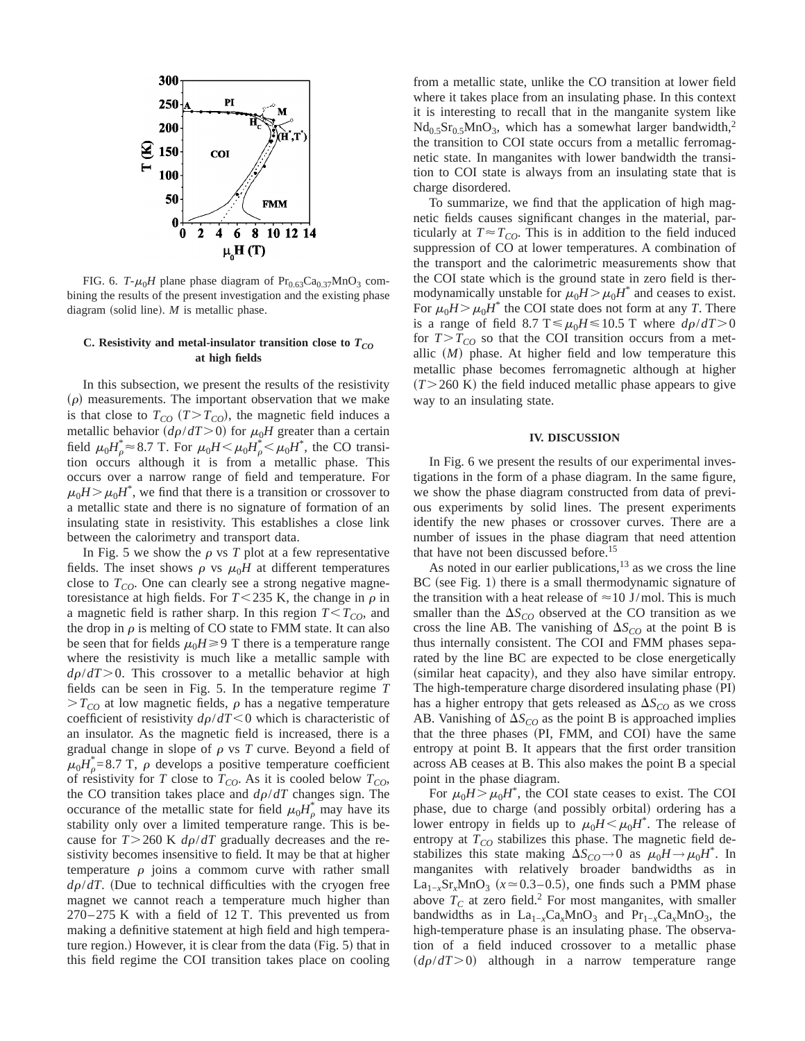FIG. 6. $T$-$\mu_0 H$ plane phase diagram of $Pr_{0.63}Ca_{0.37}MnO_3$ combining the results of the present investigation and the existing phase diagram (solid line). $M$ is metallic phase.

### C. Resistivity and metal-insulator transition close to $T_{CO}$ at high fields

In this subsection, we present the results of the resistivity ($\rho$) measurements. The important observation that we make is that close to $T_{CO}$ ($T > T_{CO}$), the magnetic field induces a metallic behavior ($d\rho/dT > 0$) for $\mu_0 H$ greater than a certain field $\mu_0 H^*_\rho \approx 8.7$ T. For $\mu_0 H < \mu_0 H^*_\rho < \mu_0 H^*$, the CO transition occurs although it is from a metallic phase. This occurs over a narrow range of field and temperature. For $\mu_0 H > \mu_0 H^*$, we find that there is a transition or crossover to a metallic state and there is no signature of formation of an insulating state in resistivity. This establishes a close link between the calorimetry and transport data.

In Fig. 5 we show the $\rho$ vs $T$ plot at a few representative fields. The inset shows $\rho$ vs $\mu_0 H$ at different temperatures close to $T_{CO}$. One can clearly see a strong negative magnetoresistance at high fields. For $T < 235$ K, the change in $\rho$ in a magnetic field is rather sharp. In this region $T < T_{CO}$, and the drop in $\rho$ is melting of CO state to FMM state. It can also be seen that for fields $\mu_0 H \geq 9$ T there is a temperature range where the resistivity is much like a metallic sample with $d\rho/dT > 0$. This crossover to a metallic behavior at high fields can be seen in Fig. 5. In the temperature regime $T > T_{CO}$ at low magnetic fields, $\rho$ has a negative temperature coefficient of resistivity $d\rho/dT < 0$ which is characteristic of an insulator. As the magnetic field is increased, there is a gradual change in slope of $\rho$ vs $T$ curve. Beyond a field of $\mu_0 H^*_\rho = 8.7$ T, $\rho$ develops a positive temperature coefficient of resistivity for $T$ close to $T_{CO}$. As it is cooled below $T_{CO}$, the CO transition takes place and $d\rho/dT$ changes sign. The occurance of the metallic state for field $\mu_0 H^*_\rho$ may have its stability only over a limited temperature range. This is because for $T > 260$ K $d\rho/dT$ gradually decreases and the resistivity becomes insensitive to field. It may be that at higher temperature $\rho$ joins a commom curve with rather small $d\rho/dT$. (Due to technical difficulties with the cryogen free magnet we cannot reach a temperature much higher than 270–275 K with a field of 12 T. This prevented us from making a definitive statement at high field and high temperature region.) However, it is clear from the data (Fig. 5) that in this field regime the COI transition takes place on cooling from a metallic state, unlike the CO transition at lower field where it takes place from an insulating phase. In this context it is interesting to recall that in the manganite system like $Nd_{0.5}Sr_{0.5}MnO_3$, which has a somewhat larger bandwidth,[2] the transition to COI state occurs from a metallic ferromagnetic state. In manganites with lower bandwidth the transition to COI state is always from an insulating state that is charge disordered.

To summarize, we find that the application of high magnetic fields causes significant changes in the material, particularly at $T \approx T_{CO}$. This is in addition to the field induced suppression of CO at lower temperatures. A combination of the transport and the calorimetric measurements show that the COI state which is the ground state in zero field is thermodynamically unstable for $\mu_0 H > \mu_0 H^*$ and ceases to exist. For $\mu_0 H > \mu_0 H^*$ the COI state does not form at any $T$. There is a range of field 8.7 T $\leq \mu_0 H \leq 10.5$ T where $d\rho/dT > 0$ for $T > T_{CO}$ so that the COI transition occurs from a metallic ($M$) phase. At higher field and low temperature this metallic phase becomes ferromagnetic although at higher ($T > 260$ K) the field induced metallic phase appears to give way to an insulating state.

## IV. DISCUSSION

In Fig. 6 we present the results of our experimental investigations in the form of a phase diagram. In the same figure, we show the phase diagram constructed from data of previous experiments by solid lines. The present experiments identify the new phases or crossover curves. There are a number of issues in the phase diagram that need attention that have not been discussed before.[15]

As noted in our earlier publications,[13] as we cross the line BC (see Fig. 1) there is a small thermodynamic signature of the transition with a heat release of $\approx 10$ J/mol. This is much smaller than the $\Delta S_{CO}$ observed at the CO transition as we cross the line AB. The vanishing of $\Delta S_{CO}$ at the point B is thus internally consistent. The COI and FMM phases separated by the line BC are expected to be close energetically (similar heat capacity), and they also have similar entropy. The high-temperature charge disordered insulating phase (PI) has a higher entropy that gets released as $\Delta S_{CO}$ as we cross AB. Vanishing of $\Delta S_{CO}$ as the point B is approached implies that the three phases (PI, FMM, and COI) have the same entropy at point B. It appears that the first order transition across AB ceases at B. This also makes the point B a special point in the phase diagram.

For $\mu_0 H > \mu_0 H^*$, the COI state ceases to exist. The COI phase, due to charge (and possibly orbital) ordering has a lower entropy in fields up to $\mu_0 H < \mu_0 H^*$. The release of entropy at $T_{CO}$ stabilizes this phase. The magnetic field destabilizes this state making $\Delta S_{CO} \to 0$ as $\mu_0 H \to \mu_0 H^*$. In manganites with relatively broader bandwidths as in $La_{1-x}Sr_xMnO_3$ ($x \simeq 0.3$–$0.5$), one finds such a PMM phase above $T_C$ at zero field.[2] For most manganites, with smaller bandwidths as in $La_{1-x}Ca_xMnO_3$ and $Pr_{1-x}Ca_xMnO_3$, the high-temperature phase is an insulating phase. The observation of a field induced crossover to a metallic phase ($d\rho/dT > 0$) although in a narrow temperature range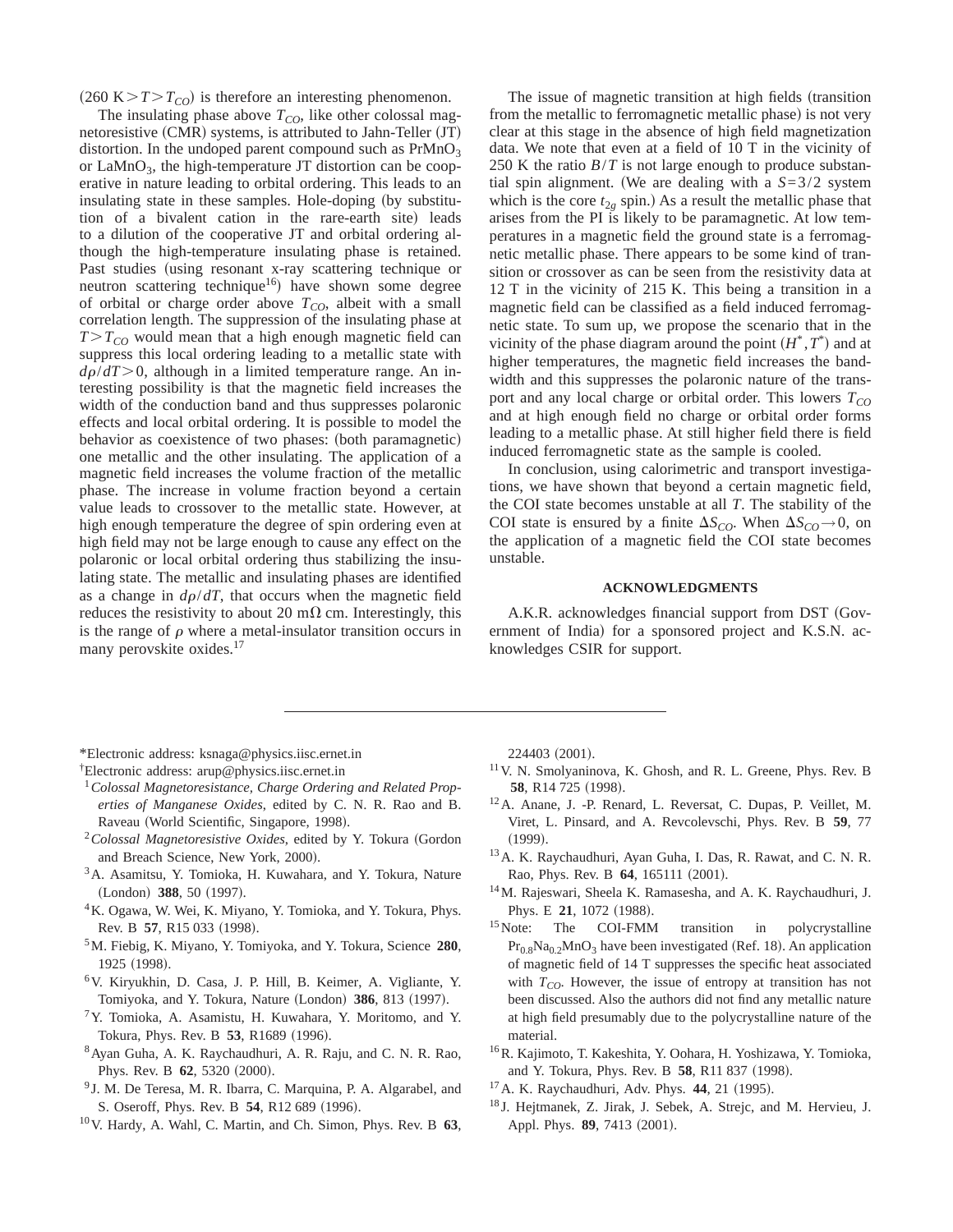(260 K > $T$ > $T_{CO}$) is therefore an interesting phenomenon.

The insulating phase above $T_{CO}$, like other colossal magnetoresistive (CMR) systems, is attributed to Jahn-Teller (JT) distortion. In the undoped parent compound such as $PrMnO_3$ or $LaMnO_3$, the high-temperature JT distortion can be cooperative in nature leading to orbital ordering. This leads to an insulating state in these samples. Hole-doping (by substitution of a bivalent cation in the rare-earth site) leads to a dilution of the cooperative JT and orbital ordering although the high-temperature insulating phase is retained. Past studies (using resonant x-ray scattering technique or neutron scattering technique[16]) have shown some degree of orbital or charge order above $T_{CO}$, albeit with a small correlation length. The suppression of the insulating phase at $T > T_{CO}$ would mean that a high enough magnetic field can suppress this local ordering leading to a metallic state with $d\rho/dT > 0$, although in a limited temperature range. An interesting possibility is that the magnetic field increases the width of the conduction band and thus suppresses polaronic effects and local orbital ordering. It is possible to model the behavior as coexistence of two phases: (both paramagnetic) one metallic and the other insulating. The application of a magnetic field increases the volume fraction of the metallic phase. The increase in volume fraction beyond a certain value leads to crossover to the metallic state. However, at high enough temperature the degree of spin ordering even at high field may not be large enough to cause any effect on the polaronic or local orbital ordering thus stabilizing the insulating state. The metallic and insulating phases are identified as a change in $d\rho/dT$, that occurs when the magnetic field reduces the resistivity to about 20 m$\Omega$ cm. Interestingly, this is the range of $\rho$ where a metal-insulator transition occurs in many perovskite oxides.[17]

The issue of magnetic transition at high fields (transition from the metallic to ferromagnetic metallic phase) is not very clear at this stage in the absence of high field magnetization data. We note that even at a field of 10 T in the vicinity of 250 K the ratio $B/T$ is not large enough to produce substantial spin alignment. (We are dealing with a $S=3/2$ system which is the core $t_{2g}$ spin.) As a result the metallic phase that arises from the PI is likely to be paramagnetic. At low temperatures in a magnetic field the ground state is a ferromagnetic metallic phase. There appears to be some kind of transition or crossover as can be seen from the resistivity data at 12 T in the vicinity of 215 K. This being a transition in a magnetic field can be classified as a field induced ferromagnetic state. To sum up, we propose the scenario that in the vicinity of the phase diagram around the point $(H^*, T^*)$ and at higher temperatures, the magnetic field increases the bandwidth and this suppresses the polaronic nature of the transport and any local charge or orbital order. This lowers $T_{CO}$ and at high enough field no charge or orbital order forms leading to a metallic phase. At still higher field there is field induced ferromagnetic state as the sample is cooled.

In conclusion, using calorimetric and transport investigations, we have shown that beyond a certain magnetic field, the COI state becomes unstable at all $T$. The stability of the COI state is ensured by a finite $\Delta S_{CO}$. When $\Delta S_{CO} \to 0$, on the application of a magnetic field the COI state becomes unstable.

## ACKNOWLEDGMENTS

A.K.R. acknowledges financial support from DST (Government of India) for a sponsored project and K.S.N. acknowledges CSIR for support.

---

*Electronic address: ksnaga@physics.iisc.ernet.in

†Electronic address: arup@physics.iisc.ernet.in

[1] *Colossal Magnetoresistance, Charge Ordering and Related Properties of Manganese Oxides*, edited by C. N. R. Rao and B. Raveau (World Scientific, Singapore, 1998).

[2] *Colossal Magnetoresistive Oxides*, edited by Y. Tokura (Gordon and Breach Science, New York, 2000).

[3] A. Asamitsu, Y. Tomioka, H. Kuwahara, and Y. Tokura, Nature (London) **388**, 50 (1997).

[4] K. Ogawa, W. Wei, K. Miyano, Y. Tomioka, and Y. Tokura, Phys. Rev. B **57**, R15 033 (1998).

[5] M. Fiebig, K. Miyano, Y. Tomiyoka, and Y. Tokura, Science **280**, 1925 (1998).

[6] V. Kiryukhin, D. Casa, J. P. Hill, B. Keimer, A. Vigliante, Y. Tomiyoka, and Y. Tokura, Nature (London) **386**, 813 (1997).

[7] Y. Tomioka, A. Asamistu, H. Kuwahara, Y. Moritomo, and Y. Tokura, Phys. Rev. B **53**, R1689 (1996).

[8] Ayan Guha, A. K. Raychaudhuri, A. R. Raju, and C. N. R. Rao, Phys. Rev. B **62**, 5320 (2000).

[9] J. M. De Teresa, M. R. Ibarra, C. Marquina, P. A. Algarabel, and S. Oseroff, Phys. Rev. B **54**, R12 689 (1996).

[10] V. Hardy, A. Wahl, C. Martin, and Ch. Simon, Phys. Rev. B **63**, 224403 (2001).

[11] V. N. Smolyaninova, K. Ghosh, and R. L. Greene, Phys. Rev. B **58**, R14 725 (1998).

[12] A. Anane, J. -P. Renard, L. Reversat, C. Dupas, P. Veillet, M. Viret, L. Pinsard, and A. Revcolevschi, Phys. Rev. B **59**, 77 (1999).

[13] A. K. Raychaudhuri, Ayan Guha, I. Das, R. Rawat, and C. N. R. Rao, Phys. Rev. B **64**, 165111 (2001).

[14] M. Rajeswari, Sheela K. Ramasesha, and A. K. Raychaudhuri, J. Phys. E **21**, 1072 (1988).

[15] Note: The COI-FMM transition in polycrystalline $Pr_{0.8}Na_{0.2}MnO_3$ have been investigated (Ref. 18). An application of magnetic field of 14 T suppresses the specific heat associated with $T_{CO}$. However, the issue of entropy at transition has not been discussed. Also the authors did not find any metallic nature at high field presumably due to the polycrystalline nature of the material.

[16] R. Kajimoto, T. Kakeshita, Y. Oohara, H. Yoshizawa, Y. Tomioka, and Y. Tokura, Phys. Rev. B **58**, R11 837 (1998).

[17] A. K. Raychaudhuri, Adv. Phys. **44**, 21 (1995).

[18] J. Hejtmanek, Z. Jirak, J. Sebek, A. Strejc, and M. Hervieu, J. Appl. Phys. **89**, 7413 (2001).